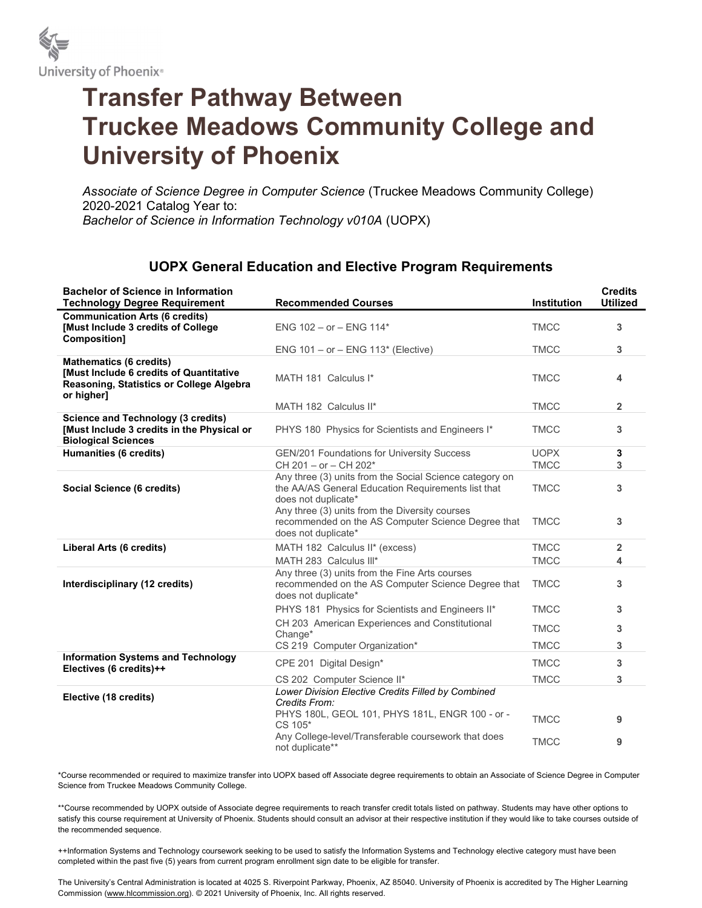University of Phoenix®

# Transfer Pathway Between Truckee Meadows Community College and University of Phoenix

*Associate of Science Degree in Computer Science* (Truckee Meadows Community College) 2020-2021 Catalog Year to:
*Bachelor of Science in Information Technology v010A* (UOPX)

## UOPX General Education and Elective Program Requirements

| Bachelor of Science in Information Technology Degree Requirement | Recommended Courses | Institution | Credits Utilized |
|---|---|---|---|
| **Communication Arts (6 credits) [Must Include 3 credits of College Composition]** | ENG 102 – or – ENG 114* | TMCC | 3 |
| | ENG 101 – or – ENG 113* (Elective) | TMCC | 3 |
| **Mathematics (6 credits) [Must Include 6 credits of Quantitative Reasoning, Statistics or College Algebra or higher]** | MATH 181 Calculus I* | TMCC | 4 |
| | MATH 182 Calculus II* | TMCC | 2 |
| **Science and Technology (3 credits) [Must Include 3 credits in the Physical or Biological Sciences** | PHYS 180 Physics for Scientists and Engineers I* | TMCC | 3 |
| **Humanities (6 credits)** | GEN/201 Foundations for University Success | UOPX | 3 |
| | CH 201 – or – CH 202* | TMCC | 3 |
| **Social Science (6 credits)** | Any three (3) units from the Social Science category on the AA/AS General Education Requirements list that does not duplicate* | TMCC | 3 |
| | Any three (3) units from the Diversity courses recommended on the AS Computer Science Degree that does not duplicate* | TMCC | 3 |
| **Liberal Arts (6 credits)** | MATH 182 Calculus II* (excess) | TMCC | 2 |
| | MATH 283 Calculus III* | TMCC | 4 |
| **Interdisciplinary (12 credits)** | Any three (3) units from the Fine Arts courses recommended on the AS Computer Science Degree that does not duplicate* | TMCC | 3 |
| | PHYS 181 Physics for Scientists and Engineers II* | TMCC | 3 |
| | CH 203 American Experiences and Constitutional Change* | TMCC | 3 |
| | CS 219 Computer Organization* | TMCC | 3 |
| **Information Systems and Technology Electives (6 credits)++** | CPE 201 Digital Design* | TMCC | 3 |
| | CS 202 Computer Science II* | TMCC | 3 |
| **Elective (18 credits)** | *Lower Division Elective Credits Filled by Combined Credits From:* | | |
| | PHYS 180L, GEOL 101, PHYS 181L, ENGR 100 - or - CS 105* | TMCC | 9 |
| | Any College-level/Transferable coursework that does not duplicate** | TMCC | 9 |

*Course recommended or required to maximize transfer into UOPX based off Associate degree requirements to obtain an Associate of Science Degree in Computer Science from Truckee Meadows Community College.

**Course recommended by UOPX outside of Associate degree requirements to reach transfer credit totals listed on pathway. Students may have other options to satisfy this course requirement at University of Phoenix. Students should consult an advisor at their respective institution if they would like to take courses outside of the recommended sequence.

++Information Systems and Technology coursework seeking to be used to satisfy the Information Systems and Technology elective category must have been completed within the past five (5) years from current program enrollment sign date to be eligible for transfer.

The University's Central Administration is located at 4025 S. Riverpoint Parkway, Phoenix, AZ 85040. University of Phoenix is accredited by The Higher Learning Commission (www.hlcommission.org). © 2021 University of Phoenix, Inc. All rights reserved.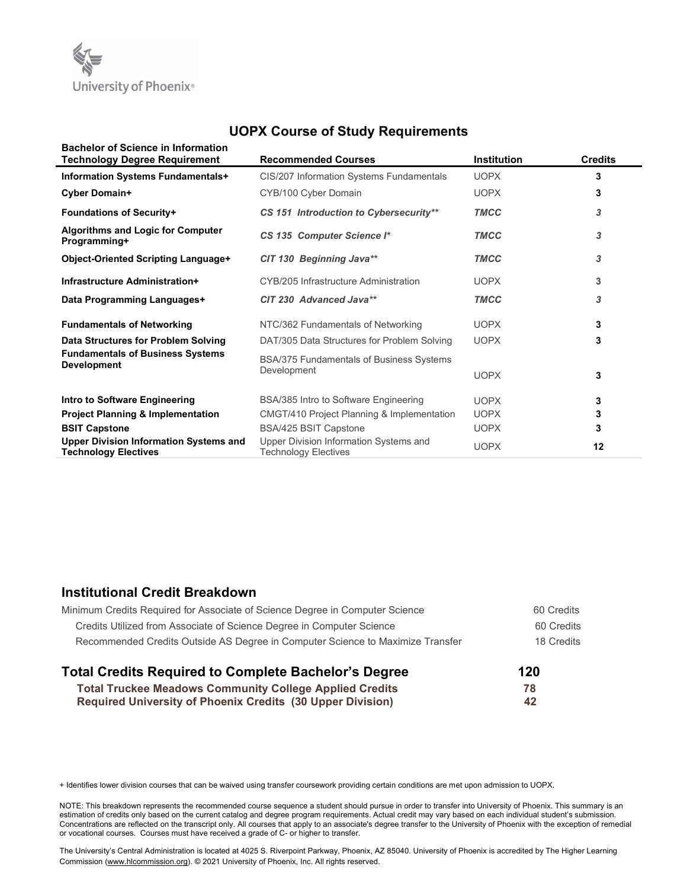University of Phoenix®

## UOPX Course of Study Requirements

| Bachelor of Science in Information Technology Degree Requirement | Recommended Courses | Institution | Credits |
|---|---|---|---|
| **Information Systems Fundamentals+** | CIS/207 Information Systems Fundamentals | UOPX | 3 |
| **Cyber Domain+** | CYB/100 Cyber Domain | UOPX | 3 |
| **Foundations of Security+** | ***CS 151 Introduction to Cybersecurity**** | ***TMCC*** | *3* |
| **Algorithms and Logic for Computer Programming+** | ***CS 135 Computer Science I**** | ***TMCC*** | *3* |
| **Object-Oriented Scripting Language+** | ***CIT 130 Beginning Java**** | ***TMCC*** | *3* |
| **Infrastructure Administration+** | CYB/205 Infrastructure Administration | UOPX | 3 |
| **Data Programming Languages+** | ***CIT 230 Advanced Java**** | ***TMCC*** | *3* |
| **Fundamentals of Networking** | NTC/362 Fundamentals of Networking | UOPX | 3 |
| **Data Structures for Problem Solving** | DAT/305 Data Structures for Problem Solving | UOPX | 3 |
| **Fundamentals of Business Systems Development** | BSA/375 Fundamentals of Business Systems Development | UOPX | 3 |
| **Intro to Software Engineering** | BSA/385 Intro to Software Engineering | UOPX | 3 |
| **Project Planning & Implementation** | CMGT/410 Project Planning & Implementation | UOPX | 3 |
| **BSIT Capstone** | BSA/425 BSIT Capstone | UOPX | 3 |
| **Upper Division Information Systems and Technology Electives** | Upper Division Information Systems and Technology Electives | UOPX | 12 |

## Institutional Credit Breakdown

| | |
|---|---|
| Minimum Credits Required for Associate of Science Degree in Computer Science | 60 Credits |
| Credits Utilized from Associate of Science Degree in Computer Science | 60 Credits |
| Recommended Credits Outside AS Degree in Computer Science to Maximize Transfer | 18 Credits |

| | |
|---|---|
| **Total Credits Required to Complete Bachelor's Degree** | **120** |
| **Total Truckee Meadows Community College Applied Credits** | **78** |
| **Required University of Phoenix Credits (30 Upper Division)** | **42** |

+ Identifies lower division courses that can be waived using transfer coursework providing certain conditions are met upon admission to UOPX.

NOTE: This breakdown represents the recommended course sequence a student should pursue in order to transfer into University of Phoenix. This summary is an estimation of credits only based on the current catalog and degree program requirements. Actual credit may vary based on each individual student's submission. Concentrations are reflected on the transcript only. All courses that apply to an associate's degree transfer to the University of Phoenix with the exception of remedial or vocational courses. Courses must have received a grade of C- or higher to transfer.

The University's Central Administration is located at 4025 S. Riverpoint Parkway, Phoenix, AZ 85040. University of Phoenix is accredited by The Higher Learning Commission (www.hlcommission.org). © 2021 University of Phoenix, Inc. All rights reserved.